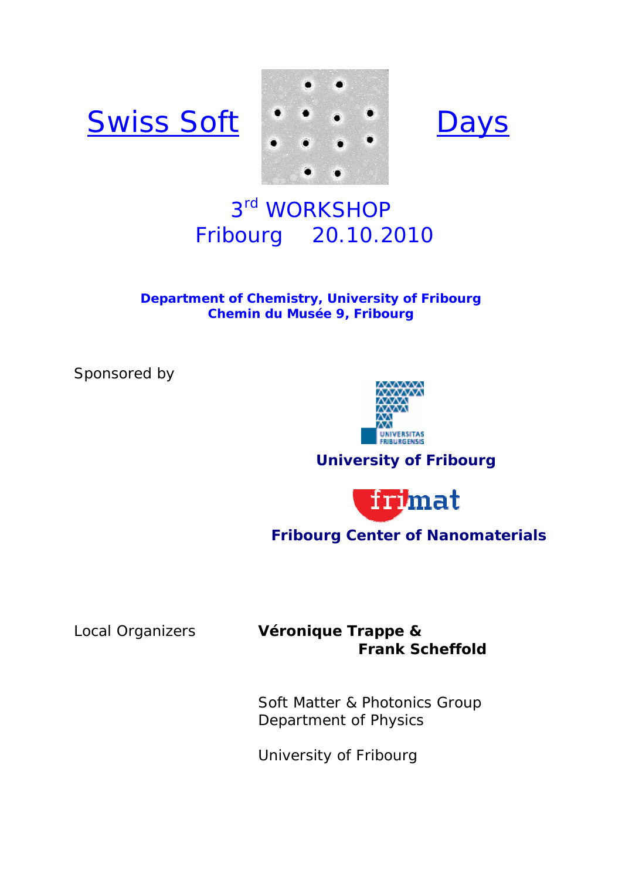# Swiss Soft Days

## 3rd WORKSHOP
## Fribourg 20.10.2010

**Department of Chemistry, University of Fribourg**
**Chemin du Musée 9, Fribourg**

Sponsored by

**University of Fribourg**

**Fribourg Center of Nanomaterials**

Local Organizers **Véronique Trappe & Frank Scheffold**

Soft Matter & Photonics Group
Department of Physics

University of Fribourg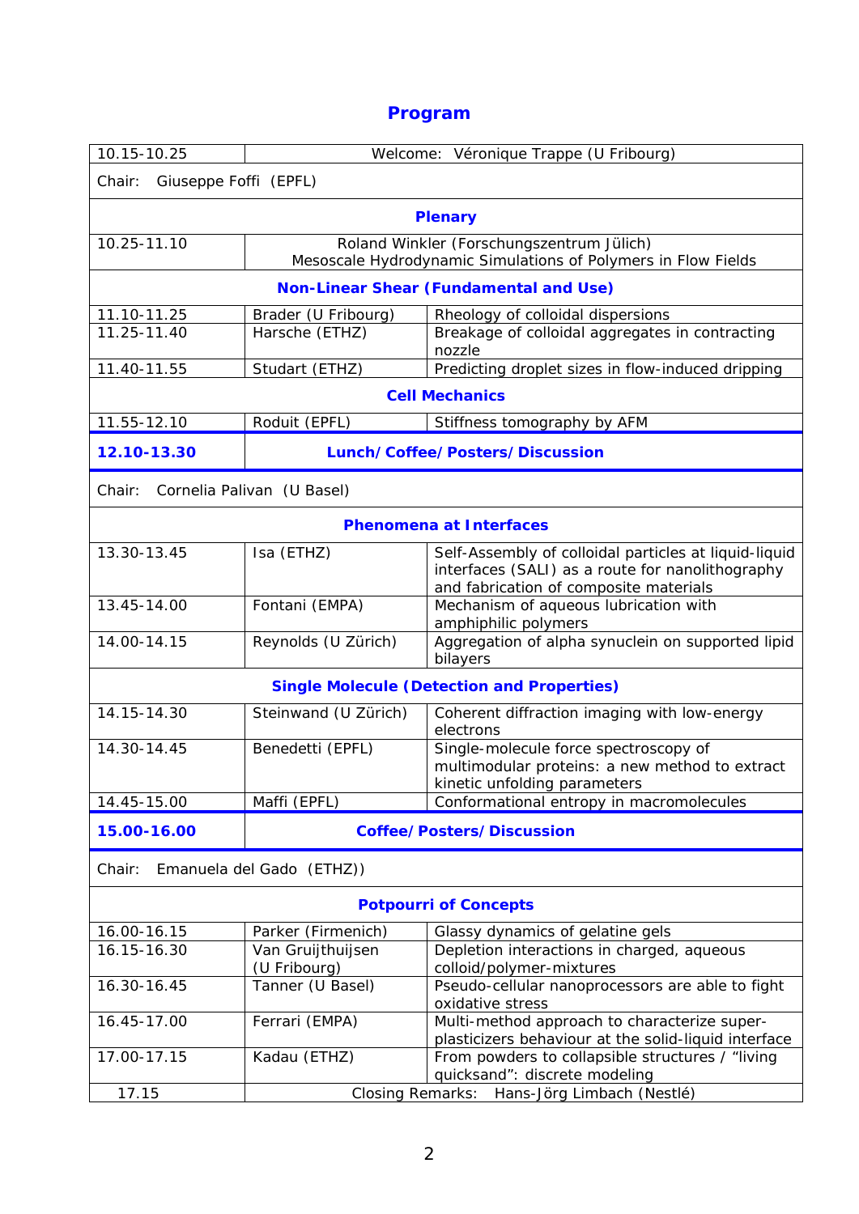# Program

| | | |
|---|---|---|
| 10.15-10.25 | Welcome: Véronique Trappe (U Fribourg) | |
| Chair: Giuseppe Foffi (EPFL) | | |
| **Plenary** | | |
| 10.25-11.10 | Roland Winkler (Forschungszentrum Jülich)<br>Mesoscale Hydrodynamic Simulations of Polymers in Flow Fields | |
| **Non-Linear Shear (Fundamental and Use)** | | |
| 11.10-11.25 | Brader (U Fribourg) | Rheology of colloidal dispersions |
| 11.25-11.40 | Harsche (ETHZ) | Breakage of colloidal aggregates in contracting nozzle |
| 11.40-11.55 | Studart (ETHZ) | Predicting droplet sizes in flow-induced dripping |
| **Cell Mechanics** | | |
| 11.55-12.10 | Roduit (EPFL) | Stiffness tomography by AFM |
| **12.10-13.30** | **Lunch/Coffee/Posters/Discussion** | |
| Chair: Cornelia Palivan (U Basel) | | |
| **Phenomena at Interfaces** | | |
| 13.30-13.45 | Isa (ETHZ) | Self-Assembly of colloidal particles at liquid-liquid interfaces (SALI) as a route for nanolithography and fabrication of composite materials |
| 13.45-14.00 | Fontani (EMPA) | Mechanism of aqueous lubrication with amphiphilic polymers |
| 14.00-14.15 | Reynolds (U Zürich) | Aggregation of alpha synuclein on supported lipid bilayers |
| **Single Molecule (Detection and Properties)** | | |
| 14.15-14.30 | Steinwand (U Zürich) | Coherent diffraction imaging with low-energy electrons |
| 14.30-14.45 | Benedetti (EPFL) | Single-molecule force spectroscopy of multimodular proteins: a new method to extract kinetic unfolding parameters |
| 14.45-15.00 | Maffi (EPFL) | Conformational entropy in macromolecules |
| **15.00-16.00** | **Coffee/Posters/Discussion** | |
| Chair: Emanuela del Gado (ETHZ)) | | |
| **Potpourri of Concepts** | | |
| 16.00-16.15 | Parker (Firmenich) | Glassy dynamics of gelatine gels |
| 16.15-16.30 | Van Gruijthuijsen (U Fribourg) | Depletion interactions in charged, aqueous colloid/polymer-mixtures |
| 16.30-16.45 | Tanner (U Basel) | Pseudo-cellular nanoprocessors are able to fight oxidative stress |
| 16.45-17.00 | Ferrari (EMPA) | Multi-method approach to characterize super-plasticizers behaviour at the solid-liquid interface |
| 17.00-17.15 | Kadau (ETHZ) | From powders to collapsible structures / “living quicksand”: discrete modeling |
| 17.15 | Closing Remarks: Hans-Jörg Limbach (Nestlé) | |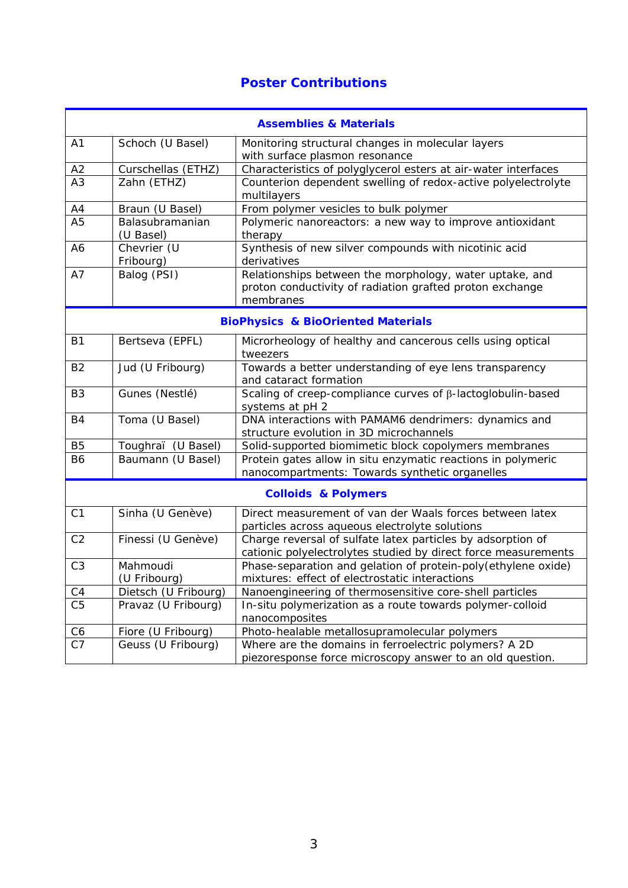## Poster Contributions

| | | |
|---|---|---|
| | **Assemblies & Materials** | |
| A1 | Schoch (U Basel) | Monitoring structural changes in molecular layers with surface plasmon resonance |
| A2 | Curschellas (ETHZ) | Characteristics of polyglycerol esters at air-water interfaces |
| A3 | Zahn (ETHZ) | Counterion dependent swelling of redox-active polyelectrolyte multilayers |
| A4 | Braun (U Basel) | From polymer vesicles to bulk polymer |
| A5 | Balasubramanian (U Basel) | Polymeric nanoreactors: a new way to improve antioxidant therapy |
| A6 | Chevrier (U Fribourg) | Synthesis of new silver compounds with nicotinic acid derivatives |
| A7 | Balog (PSI) | Relationships between the morphology, water uptake, and proton conductivity of radiation grafted proton exchange membranes |
| | **BioPhysics & BioOriented Materials** | |
| B1 | Bertseva (EPFL) | Microrheology of healthy and cancerous cells using optical tweezers |
| B2 | Jud (U Fribourg) | Towards a better understanding of eye lens transparency and cataract formation |
| B3 | Gunes (Nestlé) | Scaling of creep-compliance curves of $\beta$-lactoglobulin-based systems at pH 2 |
| B4 | Toma (U Basel) | DNA interactions with PAMAM6 dendrimers: dynamics and structure evolution in 3D microchannels |
| B5 | Toughraï (U Basel) | Solid-supported biomimetic block copolymers membranes |
| B6 | Baumann (U Basel) | Protein gates allow in situ enzymatic reactions in polymeric nanocompartments: Towards synthetic organelles |
| | **Colloids & Polymers** | |
| C1 | Sinha (U Genève) | Direct measurement of van der Waals forces between latex particles across aqueous electrolyte solutions |
| C2 | Finessi (U Genève) | Charge reversal of sulfate latex particles by adsorption of cationic polyelectrolytes studied by direct force measurements |
| C3 | Mahmoudi (U Fribourg) | Phase-separation and gelation of protein-poly(ethylene oxide) mixtures: effect of electrostatic interactions |
| C4 | Dietsch (U Fribourg) | Nanoengineering of thermosensitive core-shell particles |
| C5 | Pravaz (U Fribourg) | In-situ polymerization as a route towards polymer-colloid nanocomposites |
| C6 | Fiore (U Fribourg) | Photo-healable metallosupramolecular polymers |
| C7 | Geuss (U Fribourg) | Where are the domains in ferroelectric polymers? A 2D piezoresponse force microscopy answer to an old question. |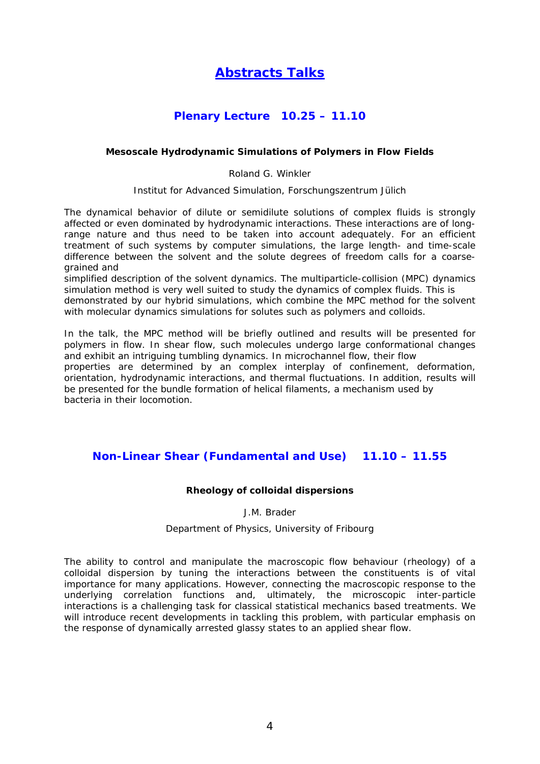# Abstracts Talks

## Plenary Lecture 10.25 – 11.10

### Mesoscale Hydrodynamic Simulations of Polymers in Flow Fields

Roland G. Winkler

Institut for Advanced Simulation, Forschungszentrum Jülich

The dynamical behavior of dilute or semidilute solutions of complex fluids is strongly affected or even dominated by hydrodynamic interactions. These interactions are of long-range nature and thus need to be taken into account adequately. For an efficient treatment of such systems by computer simulations, the large length- and time-scale difference between the solvent and the solute degrees of freedom calls for a coarse-grained and
simplified description of the solvent dynamics. The multiparticle-collision (MPC) dynamics simulation method is very well suited to study the dynamics of complex fluids. This is demonstrated by our hybrid simulations, which combine the MPC method for the solvent with molecular dynamics simulations for solutes such as polymers and colloids.

In the talk, the MPC method will be briefly outlined and results will be presented for polymers in flow. In shear flow, such molecules undergo large conformational changes and exhibit an intriguing tumbling dynamics. In microchannel flow, their flow properties are determined by an complex interplay of confinement, deformation, orientation, hydrodynamic interactions, and thermal fluctuations. In addition, results will be presented for the bundle formation of helical filaments, a mechanism used by bacteria in their locomotion.

## Non-Linear Shear (Fundamental and Use) 11.10 – 11.55

### Rheology of colloidal dispersions

J.M. Brader

Department of Physics, University of Fribourg

The ability to control and manipulate the macroscopic flow behaviour (rheology) of a colloidal dispersion by tuning the interactions between the constituents is of vital importance for many applications. However, connecting the macroscopic response to the underlying correlation functions and, ultimately, the microscopic inter-particle interactions is a challenging task for classical statistical mechanics based treatments. We will introduce recent developments in tackling this problem, with particular emphasis on the response of dynamically arrested glassy states to an applied shear flow.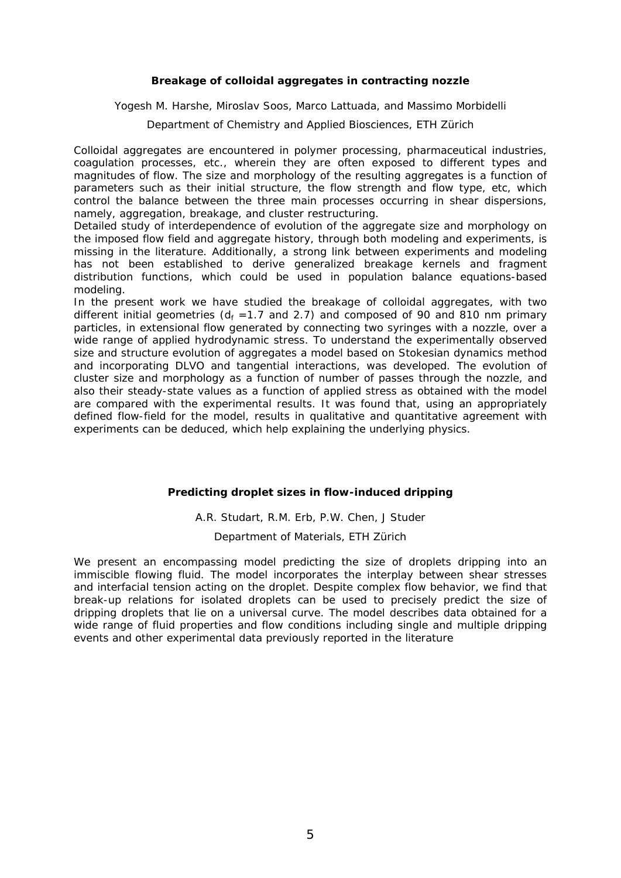### Breakage of colloidal aggregates in contracting nozzle

Yogesh M. Harshe, Miroslav Soos, Marco Lattuada, and Massimo Morbidelli

Department of Chemistry and Applied Biosciences, ETH Zürich

Colloidal aggregates are encountered in polymer processing, pharmaceutical industries, coagulation processes, etc., wherein they are often exposed to different types and magnitudes of flow. The size and morphology of the resulting aggregates is a function of parameters such as their initial structure, the flow strength and flow type, etc, which control the balance between the three main processes occurring in shear dispersions, namely, aggregation, breakage, and cluster restructuring.

Detailed study of interdependence of evolution of the aggregate size and morphology on the imposed flow field and aggregate history, through both modeling and experiments, is missing in the literature. Additionally, a strong link between experiments and modeling has not been established to derive generalized breakage kernels and fragment distribution functions, which could be used in population balance equations-based modeling.

In the present work we have studied the breakage of colloidal aggregates, with two different initial geometries ($d_f$ =1.7 and 2.7) and composed of 90 and 810 nm primary particles, in extensional flow generated by connecting two syringes with a nozzle, over a wide range of applied hydrodynamic stress. To understand the experimentally observed size and structure evolution of aggregates a model based on Stokesian dynamics method and incorporating DLVO and tangential interactions, was developed. The evolution of cluster size and morphology as a function of number of passes through the nozzle, and also their steady-state values as a function of applied stress as obtained with the model are compared with the experimental results. It was found that, using an appropriately defined flow-field for the model, results in qualitative and quantitative agreement with experiments can be deduced, which help explaining the underlying physics.

### Predicting droplet sizes in flow-induced dripping

A.R. Studart, R.M. Erb, P.W. Chen, J Studer

Department of Materials, ETH Zürich

We present an encompassing model predicting the size of droplets dripping into an immiscible flowing fluid. The model incorporates the interplay between shear stresses and interfacial tension acting on the droplet. Despite complex flow behavior, we find that break-up relations for isolated droplets can be used to precisely predict the size of dripping droplets that lie on a universal curve. The model describes data obtained for a wide range of fluid properties and flow conditions including single and multiple dripping events and other experimental data previously reported in the literature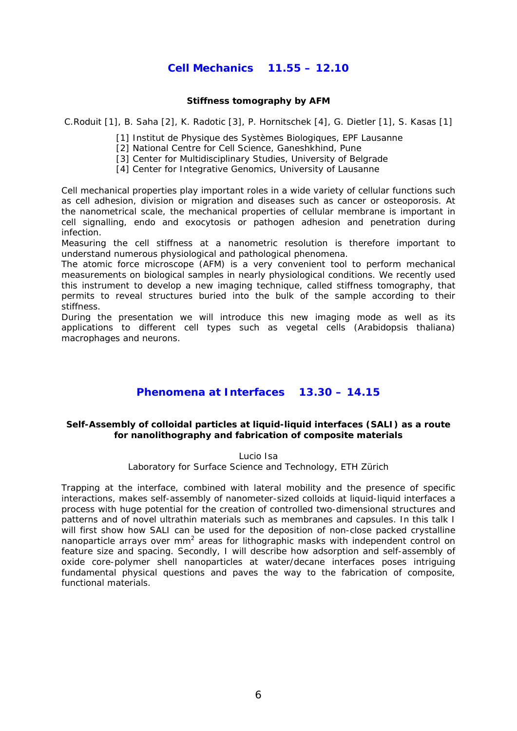## Cell Mechanics 11.55 – 12.10

### Stiffness tomography by AFM

C.Roduit [1], B. Saha [2], K. Radotic [3], P. Hornitschek [4], G. Dietler [1], S. Kasas [1]

[1] Institut de Physique des Systèmes Biologiques, EPF Lausanne
[2] National Centre for Cell Science, Ganeshkhind, Pune
[3] Center for Multidisciplinary Studies, University of Belgrade
[4] Center for Integrative Genomics, University of Lausanne

Cell mechanical properties play important roles in a wide variety of cellular functions such as cell adhesion, division or migration and diseases such as cancer or osteoporosis. At the nanometrical scale, the mechanical properties of cellular membrane is important in cell signalling, endo and exocytosis or pathogen adhesion and penetration during infection.
Measuring the cell stiffness at a nanometric resolution is therefore important to understand numerous physiological and pathological phenomena.
The atomic force microscope (AFM) is a very convenient tool to perform mechanical measurements on biological samples in nearly physiological conditions. We recently used this instrument to develop a new imaging technique, called stiffness tomography, that permits to reveal structures buried into the bulk of the sample according to their stiffness.
During the presentation we will introduce this new imaging mode as well as its applications to different cell types such as vegetal cells (Arabidopsis thaliana) macrophages and neurons.

## Phenomena at Interfaces 13.30 – 14.15

### Self-Assembly of colloidal particles at liquid-liquid interfaces (SALI) as a route for nanolithography and fabrication of composite materials

Lucio Isa
Laboratory for Surface Science and Technology, ETH Zürich

Trapping at the interface, combined with lateral mobility and the presence of specific interactions, makes self-assembly of nanometer-sized colloids at liquid-liquid interfaces a process with huge potential for the creation of controlled two-dimensional structures and patterns and of novel ultrathin materials such as membranes and capsules. In this talk I will first show how SALI can be used for the deposition of non-close packed crystalline nanoparticle arrays over $mm^2$ areas for lithographic masks with independent control on feature size and spacing. Secondly, I will describe how adsorption and self-assembly of oxide core-polymer shell nanoparticles at water/decane interfaces poses intriguing fundamental physical questions and paves the way to the fabrication of composite, functional materials.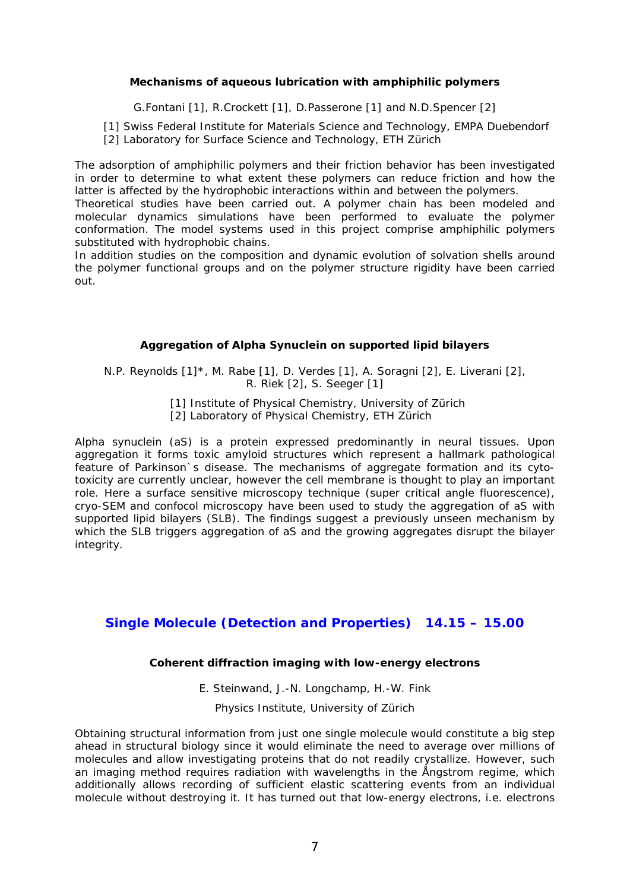### Mechanisms of aqueous lubrication with amphiphilic polymers

G.Fontani [1], R.Crockett [1], D.Passerone [1] and N.D.Spencer [2]

[1] Swiss Federal Institute for Materials Science and Technology, EMPA Duebendorf
[2] Laboratory for Surface Science and Technology, ETH Zürich

The adsorption of amphiphilic polymers and their friction behavior has been investigated in order to determine to what extent these polymers can reduce friction and how the latter is affected by the hydrophobic interactions within and between the polymers.
Theoretical studies have been carried out. A polymer chain has been modeled and molecular dynamics simulations have been performed to evaluate the polymer conformation. The model systems used in this project comprise amphiphilic polymers substituted with hydrophobic chains.
In addition studies on the composition and dynamic evolution of solvation shells around the polymer functional groups and on the polymer structure rigidity have been carried out.

### Aggregation of Alpha Synuclein on supported lipid bilayers

N.P. Reynolds [1]*, M. Rabe [1], D. Verdes [1], A. Soragni [2], E. Liverani [2], R. Riek [2], S. Seeger [1]

[1] Institute of Physical Chemistry, University of Zürich
[2] Laboratory of Physical Chemistry, ETH Zürich

Alpha synuclein (aS) is a protein expressed predominantly in neural tissues. Upon aggregation it forms toxic amyloid structures which represent a hallmark pathological feature of Parkinson`s disease. The mechanisms of aggregate formation and its cyto-toxicity are currently unclear, however the cell membrane is thought to play an important role. Here a surface sensitive microscopy technique (super critical angle fluorescence), cryo-SEM and confocol microscopy have been used to study the aggregation of aS with supported lipid bilayers (SLB). The findings suggest a previously unseen mechanism by which the SLB triggers aggregation of aS and the growing aggregates disrupt the bilayer integrity.

## Single Molecule (Detection and Properties) 14.15 – 15.00

### Coherent diffraction imaging with low-energy electrons

E. Steinwand, J.-N. Longchamp, H.-W. Fink

Physics Institute, University of Zürich

Obtaining structural information from just one single molecule would constitute a big step ahead in structural biology since it would eliminate the need to average over millions of molecules and allow investigating proteins that do not readily crystallize. However, such an imaging method requires radiation with wavelengths in the Ångstrom regime, which additionally allows recording of sufficient elastic scattering events from an individual molecule without destroying it. It has turned out that low-energy electrons, i.e. electrons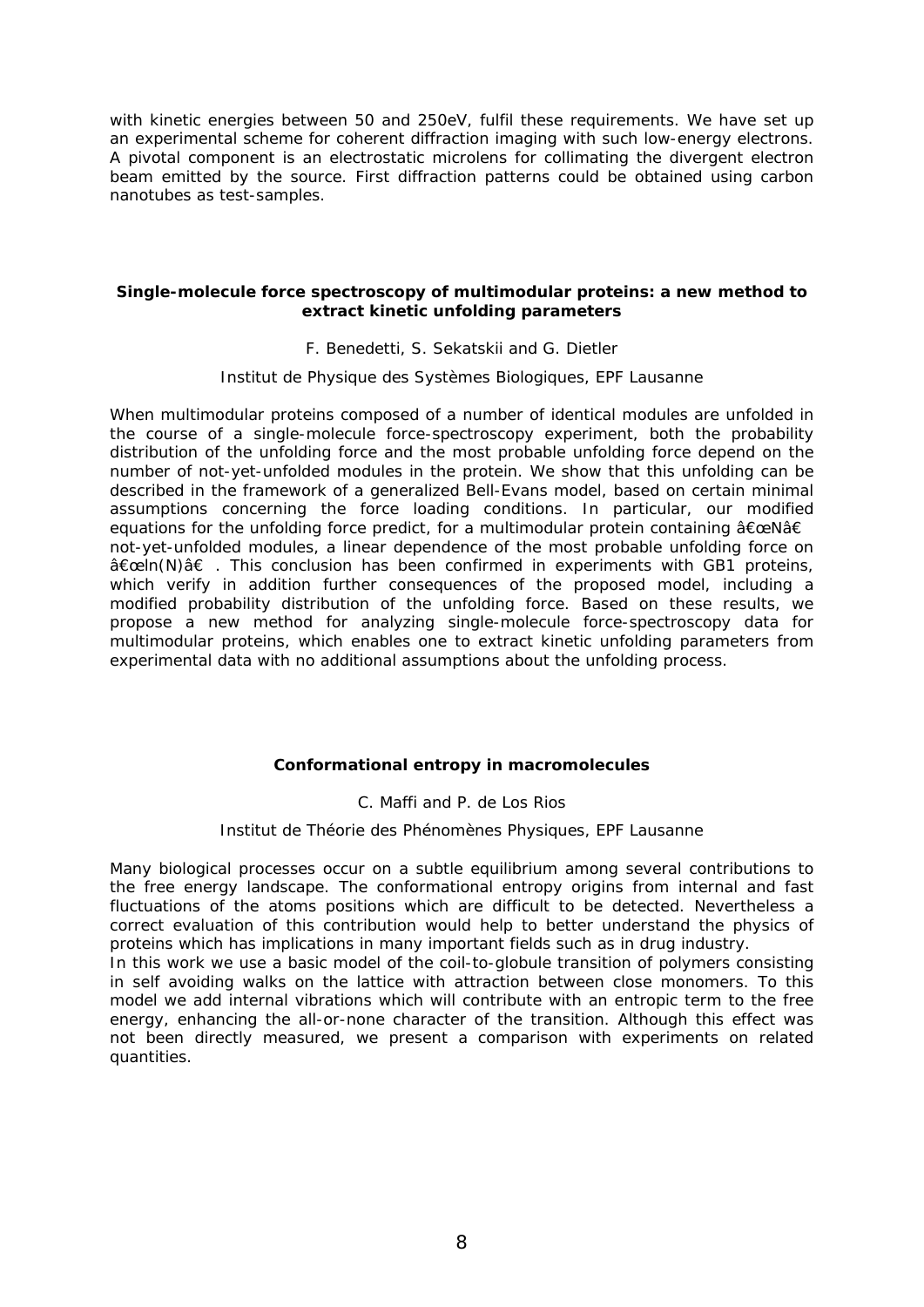with kinetic energies between 50 and 250eV, fulfil these requirements. We have set up an experimental scheme for coherent diffraction imaging with such low-energy electrons. A pivotal component is an electrostatic microlens for collimating the divergent electron beam emitted by the source. First diffraction patterns could be obtained using carbon nanotubes as test-samples.

### Single-molecule force spectroscopy of multimodular proteins: a new method to extract kinetic unfolding parameters

F. Benedetti, S. Sekatskii and G. Dietler

Institut de Physique des Systèmes Biologiques, EPF Lausanne

When multimodular proteins composed of a number of identical modules are unfolded in the course of a single-molecule force-spectroscopy experiment, both the probability distribution of the unfolding force and the most probable unfolding force depend on the number of not-yet-unfolded modules in the protein. We show that this unfolding can be described in the framework of a generalized Bell-Evans model, based on certain minimal assumptions concerning the force loading conditions. In particular, our modified equations for the unfolding force predict, for a multimodular protein containing â€œNâ€ not-yet-unfolded modules, a linear dependence of the most probable unfolding force on â€œln(N)â€ . This conclusion has been confirmed in experiments with GB1 proteins, which verify in addition further consequences of the proposed model, including a modified probability distribution of the unfolding force. Based on these results, we propose a new method for analyzing single-molecule force-spectroscopy data for multimodular proteins, which enables one to extract kinetic unfolding parameters from experimental data with no additional assumptions about the unfolding process.

### Conformational entropy in macromolecules

C. Maffi and P. de Los Rios

Institut de Théorie des Phénomènes Physiques, EPF Lausanne

Many biological processes occur on a subtle equilibrium among several contributions to the free energy landscape. The conformational entropy origins from internal and fast fluctuations of the atoms positions which are difficult to be detected. Nevertheless a correct evaluation of this contribution would help to better understand the physics of proteins which has implications in many important fields such as in drug industry.

In this work we use a basic model of the coil-to-globule transition of polymers consisting in self avoiding walks on the lattice with attraction between close monomers. To this model we add internal vibrations which will contribute with an entropic term to the free energy, enhancing the all-or-none character of the transition. Although this effect was not been directly measured, we present a comparison with experiments on related quantities.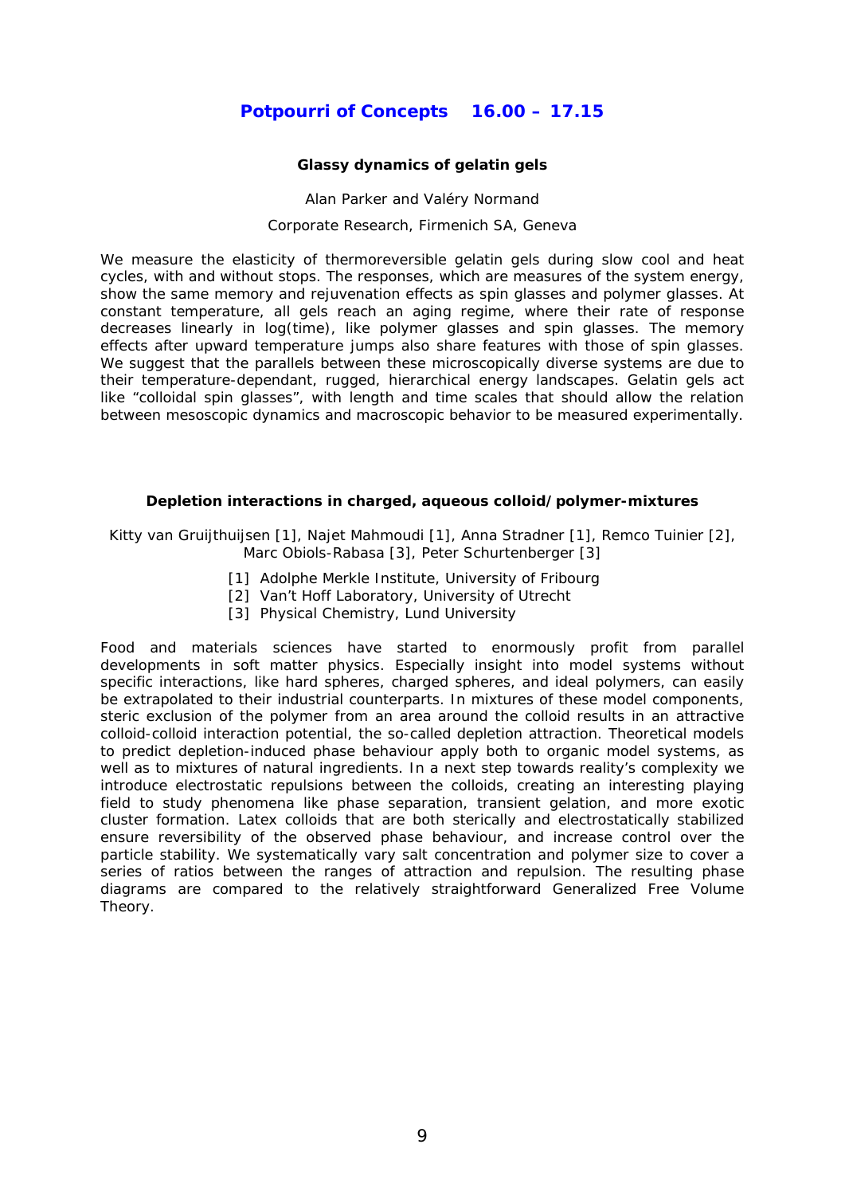## Potpourri of Concepts 16.00 – 17.15

### Glassy dynamics of gelatin gels

Alan Parker and Valéry Normand

Corporate Research, Firmenich SA, Geneva

We measure the elasticity of thermoreversible gelatin gels during slow cool and heat cycles, with and without stops. The responses, which are measures of the system energy, show the same memory and rejuvenation effects as spin glasses and polymer glasses. At constant temperature, all gels reach an aging regime, where their rate of response decreases linearly in log(time), like polymer glasses and spin glasses. The memory effects after upward temperature jumps also share features with those of spin glasses. We suggest that the parallels between these microscopically diverse systems are due to their temperature-dependant, rugged, hierarchical energy landscapes. Gelatin gels act like "colloidal spin glasses", with length and time scales that should allow the relation between mesoscopic dynamics and macroscopic behavior to be measured experimentally.

### Depletion interactions in charged, aqueous colloid/polymer-mixtures

Kitty van Gruijthuijsen [1], Najet Mahmoudi [1], Anna Stradner [1], Remco Tuinier [2], Marc Obiols-Rabasa [3], Peter Schurtenberger [3]

[1] Adolphe Merkle Institute, University of Fribourg
[2] Van't Hoff Laboratory, University of Utrecht
[3] Physical Chemistry, Lund University

Food and materials sciences have started to enormously profit from parallel developments in soft matter physics. Especially insight into model systems without specific interactions, like hard spheres, charged spheres, and ideal polymers, can easily be extrapolated to their industrial counterparts. In mixtures of these model components, steric exclusion of the polymer from an area around the colloid results in an attractive colloid-colloid interaction potential, the so-called depletion attraction. Theoretical models to predict depletion-induced phase behaviour apply both to organic model systems, as well as to mixtures of natural ingredients. In a next step towards reality's complexity we introduce electrostatic repulsions between the colloids, creating an interesting playing field to study phenomena like phase separation, transient gelation, and more exotic cluster formation. Latex colloids that are both sterically and electrostatically stabilized ensure reversibility of the observed phase behaviour, and increase control over the particle stability. We systematically vary salt concentration and polymer size to cover a series of ratios between the ranges of attraction and repulsion. The resulting phase diagrams are compared to the relatively straightforward Generalized Free Volume Theory.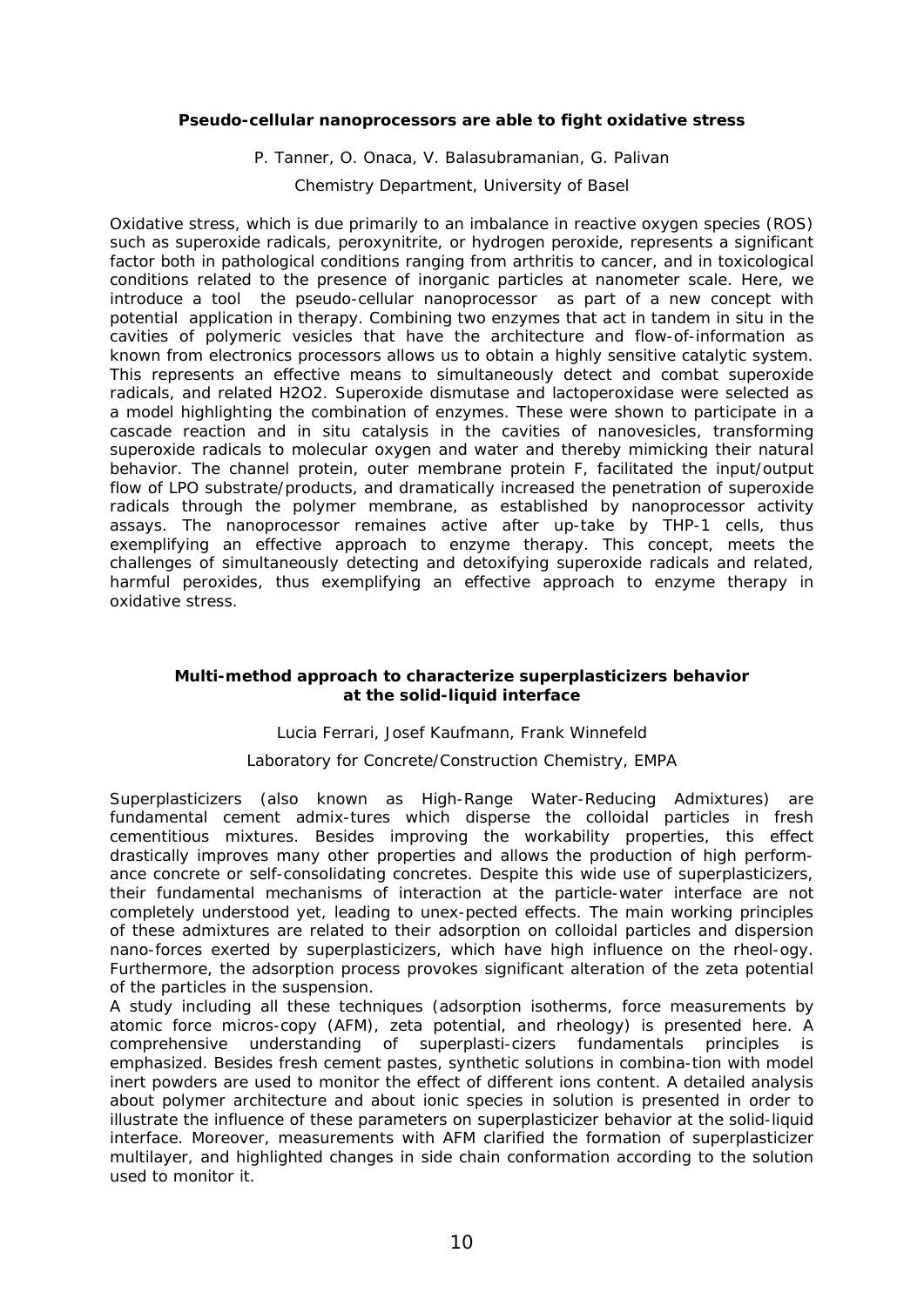### Pseudo-cellular nanoprocessors are able to fight oxidative stress

P. Tanner, O. Onaca, V. Balasubramanian, G. Palivan

Chemistry Department, University of Basel

*Oxidative stress, which is due primarily to an imbalance in reactive oxygen species (ROS) such as superoxide radicals, peroxynitrite, or hydrogen peroxide, represents a significant factor both in pathological conditions ranging from arthritis to cancer, and in toxicological conditions related to the presence of inorganic particles at nanometer scale. Here, we introduce a tool the pseudo-cellular nanoprocessor as part of a new concept with potential application in therapy. Combining two enzymes that act in tandem in situ in the cavities of polymeric vesicles that have the architecture and flow-of-information as known from electronics processors allows us to obtain a highly sensitive catalytic system. This represents an effective means to simultaneously detect and combat superoxide radicals, and related H2O2. Superoxide dismutase and lactoperoxidase were selected as a model highlighting the combination of enzymes. These were shown to participate in a cascade reaction and in situ catalysis in the cavities of nanovesicles, transforming superoxide radicals to molecular oxygen and water and thereby mimicking their natural behavior. The channel protein, outer membrane protein F, facilitated the input/output flow of LPO substrate/products, and dramatically increased the penetration of superoxide radicals through the polymer membrane, as established by nanoprocessor activity assays. The nanoprocessor remaines active after up-take by THP-1 cells, thus exemplifying an effective approach to enzyme therapy. This concept, meets the challenges of simultaneously detecting and detoxifying superoxide radicals and related, harmful peroxides, thus exemplifying an effective approach to enzyme therapy in oxidative stress.*

### Multi-method approach to characterize superplasticizers behavior at the solid-liquid interface

Lucia Ferrari, Josef Kaufmann, Frank Winnefeld

Laboratory for Concrete/Construction Chemistry, EMPA

*Superplasticizers (also known as High-Range Water-Reducing Admixtures) are fundamental cement admix-tures which disperse the colloidal particles in fresh cementitious mixtures. Besides improving the workability properties, this effect drastically improves many other properties and allows the production of high perform-ance concrete or self-consolidating concretes. Despite this wide use of superplasticizers, their fundamental mechanisms of interaction at the particle-water interface are not completely understood yet, leading to unex-pected effects. The main working principles of these admixtures are related to their adsorption on colloidal particles and dispersion nano-forces exerted by superplasticizers, which have high influence on the rheol-ogy. Furthermore, the adsorption process provokes significant alteration of the zeta potential of the particles in the suspension.*

*A study including all these techniques (adsorption isotherms, force measurements by atomic force micros-copy (AFM), zeta potential, and rheology) is presented here. A comprehensive understanding of superplasti-cizers fundamentals principles is emphasized. Besides fresh cement pastes, synthetic solutions in combina-tion with model inert powders are used to monitor the effect of different ions content. A detailed analysis about polymer architecture and about ionic species in solution is presented in order to illustrate the influence of these parameters on superplasticizer behavior at the solid-liquid interface. Moreover, measurements with AFM clarified the formation of superplasticizer multilayer, and highlighted changes in side chain conformation according to the solution used to monitor it.*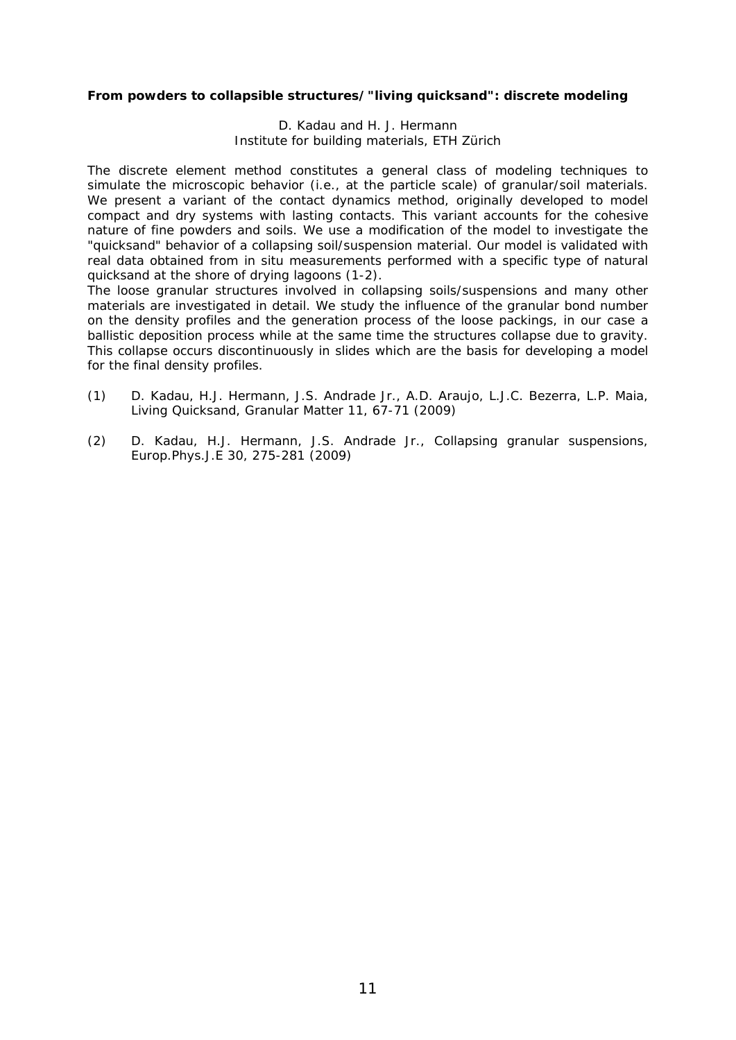**From powders to collapsible structures/"living quicksand": discrete modeling**

D. Kadau and H. J. Hermann
Institute for building materials, ETH Zürich

The discrete element method constitutes a general class of modeling techniques to simulate the microscopic behavior (i.e., at the particle scale) of granular/soil materials. We present a variant of the contact dynamics method, originally developed to model compact and dry systems with lasting contacts. This variant accounts for the cohesive nature of fine powders and soils. We use a modification of the model to investigate the "quicksand" behavior of a collapsing soil/suspension material. Our model is validated with real data obtained from in situ measurements performed with a specific type of natural quicksand at the shore of drying lagoons (1-2).
The loose granular structures involved in collapsing soils/suspensions and many other materials are investigated in detail. We study the influence of the granular bond number on the density profiles and the generation process of the loose packings, in our case a ballistic deposition process while at the same time the structures collapse due to gravity. This collapse occurs discontinuously in slides which are the basis for developing a model for the final density profiles.

(1) D. Kadau, H.J. Hermann, J.S. Andrade Jr., A.D. Araujo, L.J.C. Bezerra, L.P. Maia, Living Quicksand, Granular Matter 11, 67-71 (2009)

(2) D. Kadau, H.J. Hermann, J.S. Andrade Jr., Collapsing granular suspensions, Europ.Phys.J.E 30, 275-281 (2009)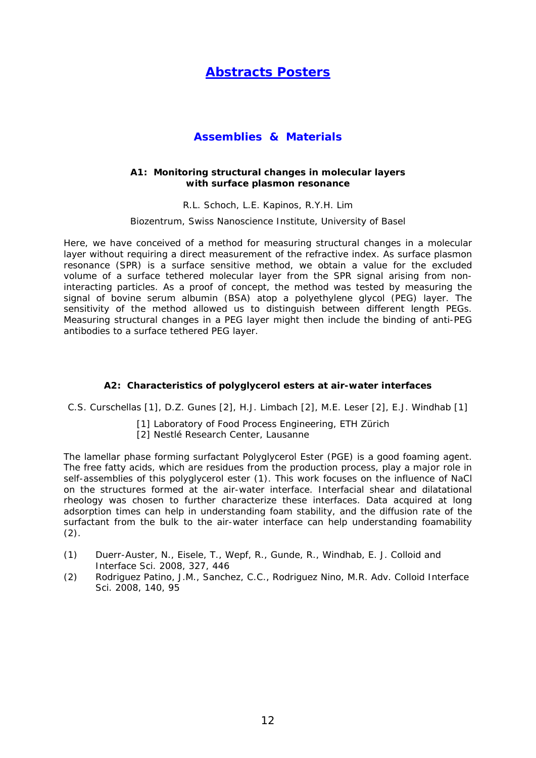# Abstracts Posters

## Assemblies & Materials

### A1: Monitoring structural changes in molecular layers with surface plasmon resonance

R.L. Schoch, L.E. Kapinos, R.Y.H. Lim

Biozentrum, Swiss Nanoscience Institute, University of Basel

Here, we have conceived of a method for measuring structural changes in a molecular layer without requiring a direct measurement of the refractive index. As surface plasmon resonance (SPR) is a surface sensitive method, we obtain a value for the excluded volume of a surface tethered molecular layer from the SPR signal arising from non-interacting particles. As a proof of concept, the method was tested by measuring the signal of bovine serum albumin (BSA) atop a polyethylene glycol (PEG) layer. The sensitivity of the method allowed us to distinguish between different length PEGs. Measuring structural changes in a PEG layer might then include the binding of anti-PEG antibodies to a surface tethered PEG layer.

### A2: Characteristics of polyglycerol esters at air-water interfaces

C.S. Curschellas [1], D.Z. Gunes [2], H.J. Limbach [2], M.E. Leser [2], E.J. Windhab [1]

[1] Laboratory of Food Process Engineering, ETH Zürich
[2] Nestlé Research Center, Lausanne

The lamellar phase forming surfactant Polyglycerol Ester (PGE) is a good foaming agent. The free fatty acids, which are residues from the production process, play a major role in self-assemblies of this polyglycerol ester (1). This work focuses on the influence of NaCl on the structures formed at the air-water interface. Interfacial shear and dilatational rheology was chosen to further characterize these interfaces. Data acquired at long adsorption times can help in understanding foam stability, and the diffusion rate of the surfactant from the bulk to the air-water interface can help understanding foamability (2).

(1) Duerr-Auster, N., Eisele, T., Wepf, R., Gunde, R., Windhab, E. J. Colloid and Interface Sci. 2008, 327, 446
(2) Rodriguez Patino, J.M., Sanchez, C.C., Rodriguez Nino, M.R. Adv. Colloid Interface Sci. 2008, 140, 95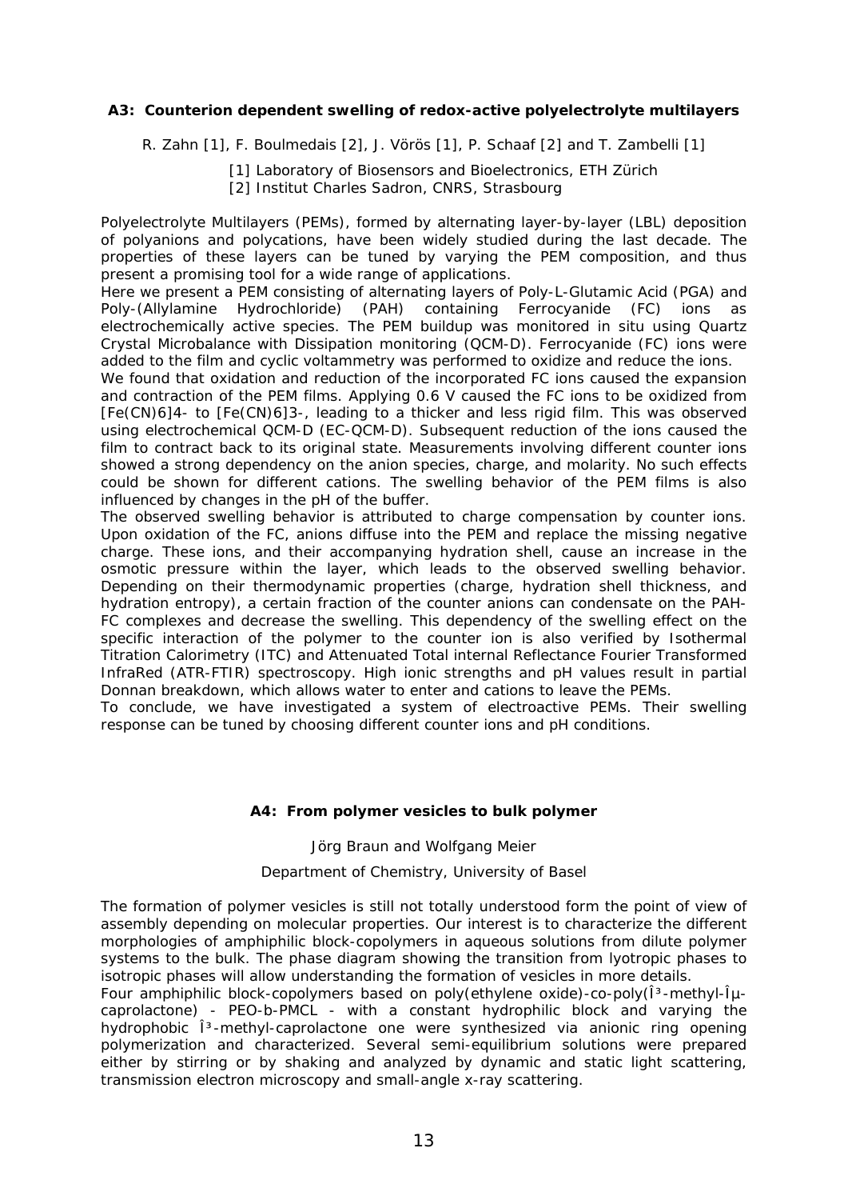### A3: Counterion dependent swelling of redox-active polyelectrolyte multilayers

R. Zahn [1], F. Boulmedais [2], J. Vörös [1], P. Schaaf [2] and T. Zambelli [1]

[1] Laboratory of Biosensors and Bioelectronics, ETH Zürich
[2] Institut Charles Sadron, CNRS, Strasbourg

Polyelectrolyte Multilayers (PEMs), formed by alternating layer-by-layer (LBL) deposition of polyanions and polycations, have been widely studied during the last decade. The properties of these layers can be tuned by varying the PEM composition, and thus present a promising tool for a wide range of applications.
Here we present a PEM consisting of alternating layers of Poly-L-Glutamic Acid (PGA) and Poly-(Allylamine Hydrochloride) (PAH) containing Ferrocyanide (FC) ions as electrochemically active species. The PEM buildup was monitored in situ using Quartz Crystal Microbalance with Dissipation monitoring (QCM-D). Ferrocyanide (FC) ions were added to the film and cyclic voltammetry was performed to oxidize and reduce the ions.
We found that oxidation and reduction of the incorporated FC ions caused the expansion and contraction of the PEM films. Applying 0.6 V caused the FC ions to be oxidized from $[Fe(CN)_6]^{4-}$ to $[Fe(CN)_6]^{3-}$, leading to a thicker and less rigid film. This was observed using electrochemical QCM-D (EC-QCM-D). Subsequent reduction of the ions caused the film to contract back to its original state. Measurements involving different counter ions showed a strong dependency on the anion species, charge, and molarity. No such effects could be shown for different cations. The swelling behavior of the PEM films is also influenced by changes in the pH of the buffer.
The observed swelling behavior is attributed to charge compensation by counter ions. Upon oxidation of the FC, anions diffuse into the PEM and replace the missing negative charge. These ions, and their accompanying hydration shell, cause an increase in the osmotic pressure within the layer, which leads to the observed swelling behavior. Depending on their thermodynamic properties (charge, hydration shell thickness, and hydration entropy), a certain fraction of the counter anions can condensate on the PAH-FC complexes and decrease the swelling. This dependency of the swelling effect on the specific interaction of the polymer to the counter ion is also verified by Isothermal Titration Calorimetry (ITC) and Attenuated Total internal Reflectance Fourier Transformed InfraRed (ATR-FTIR) spectroscopy. High ionic strengths and pH values result in partial Donnan breakdown, which allows water to enter and cations to leave the PEMs.
To conclude, we have investigated a system of electroactive PEMs. Their swelling response can be tuned by choosing different counter ions and pH conditions.

### A4: From polymer vesicles to bulk polymer

Jörg Braun and Wolfgang Meier

Department of Chemistry, University of Basel

The formation of polymer vesicles is still not totally understood form the point of view of assembly depending on molecular properties. Our interest is to characterize the different morphologies of amphiphilic block-copolymers in aqueous solutions from dilute polymer systems to the bulk. The phase diagram showing the transition from lyotropic phases to isotropic phases will allow understanding the formation of vesicles in more details.
Four amphiphilic block-copolymers based on poly(ethylene oxide)-co-poly(Î³-methyl-Îµ-caprolactone) - PEO-b-PMCL - with a constant hydrophilic block and varying the hydrophobic Î³-methyl-caprolactone one were synthesized via anionic ring opening polymerization and characterized. Several semi-equilibrium solutions were prepared either by stirring or by shaking and analyzed by dynamic and static light scattering, transmission electron microscopy and small-angle x-ray scattering.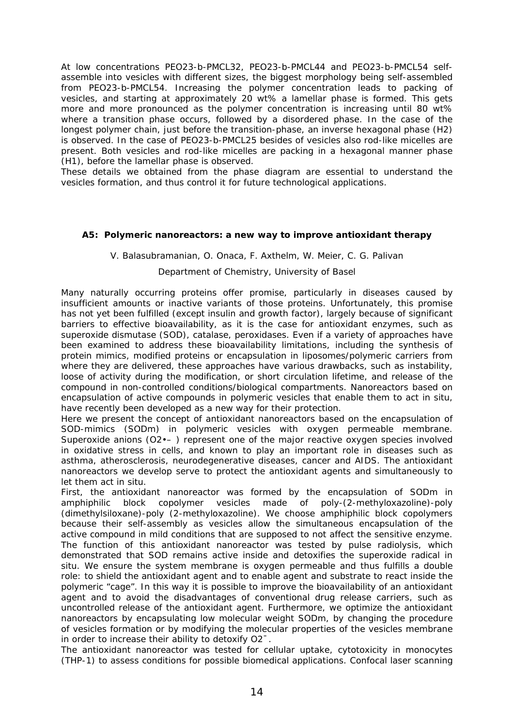At low concentrations PEO23-b-PMCL32, PEO23-b-PMCL44 and PEO23-b-PMCL54 self-assemble into vesicles with different sizes, the biggest morphology being self-assembled from PEO23-b-PMCL54. Increasing the polymer concentration leads to packing of vesicles, and starting at approximately 20 wt% a lamellar phase is formed. This gets more and more pronounced as the polymer concentration is increasing until 80 wt% where a transition phase occurs, followed by a disordered phase. In the case of the longest polymer chain, just before the transition-phase, an inverse hexagonal phase (H2) is observed. In the case of PEO23-b-PMCL25 besides of vesicles also rod-like micelles are present. Both vesicles and rod-like micelles are packing in a hexagonal manner phase (H1), before the lamellar phase is observed.

These details we obtained from the phase diagram are essential to understand the vesicles formation, and thus control it for future technological applications.

### A5: Polymeric nanoreactors: a new way to improve antioxidant therapy

V. Balasubramanian, O. Onaca, F. Axthelm, W. Meier, C. G. Palivan

Department of Chemistry, University of Basel

Many naturally occurring proteins offer promise, particularly in diseases caused by insufficient amounts or inactive variants of those proteins. Unfortunately, this promise has not yet been fulfilled (except insulin and growth factor), largely because of significant barriers to effective bioavailability, as it is the case for antioxidant enzymes, such as superoxide dismutase (SOD), catalase, peroxidases. Even if a variety of approaches have been examined to address these bioavailability limitations, including the synthesis of protein mimics, modified proteins or encapsulation in liposomes/polymeric carriers from where they are delivered, these approaches have various drawbacks, such as instability, loose of activity during the modification, or short circulation lifetime, and release of the compound in non-controlled conditions/biological compartments. Nanoreactors based on encapsulation of active compounds in polymeric vesicles that enable them to act in situ, have recently been developed as a new way for their protection.

Here we present the concept of antioxidant nanoreactors based on the encapsulation of SOD-mimics (SODm) in polymeric vesicles with oxygen permeable membrane. Superoxide anions ($O_2^{\bullet -}$ ) represent one of the major reactive oxygen species involved in oxidative stress in cells, and known to play an important role in diseases such as asthma, atherosclerosis, neurodegenerative diseases, cancer and AIDS. The antioxidant nanoreactors we develop serve to protect the antioxidant agents and simultaneously to let them act in situ.

First, the antioxidant nanoreactor was formed by the encapsulation of SODm in amphiphilic block copolymer vesicles made of poly-(2-methyloxazoline)-poly (dimethylsiloxane)-poly (2-methyloxazoline). We choose amphiphilic block copolymers because their self-assembly as vesicles allow the simultaneous encapsulation of the active compound in mild conditions that are supposed to not affect the sensitive enzyme. The function of this antioxidant nanoreactor was tested by pulse radiolysis, which demonstrated that SOD remains active inside and detoxifies the superoxide radical in situ. We ensure the system membrane is oxygen permeable and thus fulfills a double role: to shield the antioxidant agent and to enable agent and substrate to react inside the polymeric "cage". In this way it is possible to improve the bioavailability of an antioxidant agent and to avoid the disadvantages of conventional drug release carriers, such as uncontrolled release of the antioxidant agent. Furthermore, we optimize the antioxidant nanoreactors by encapsulating low molecular weight SODm, by changing the procedure of vesicles formation or by modifying the molecular properties of the vesicles membrane in order to increase their ability to detoxify $O_2^{-}$.

The antioxidant nanoreactor was tested for cellular uptake, cytotoxicity in monocytes (THP-1) to assess conditions for possible biomedical applications. Confocal laser scanning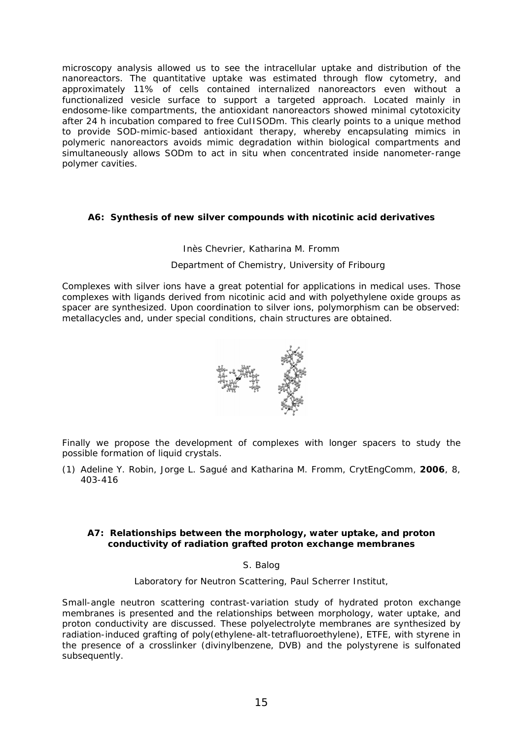microscopy analysis allowed us to see the intracellular uptake and distribution of the nanoreactors. The quantitative uptake was estimated through flow cytometry, and approximately 11% of cells contained internalized nanoreactors even without a functionalized vesicle surface to support a targeted approach. Located mainly in endosome-like compartments, the antioxidant nanoreactors showed minimal cytotoxicity after 24 h incubation compared to free CuIISODm. This clearly points to a unique method to provide SOD-mimic-based antioxidant therapy, whereby encapsulating mimics in polymeric nanoreactors avoids mimic degradation within biological compartments and simultaneously allows SODm to act in situ when concentrated inside nanometer-range polymer cavities.

### A6: Synthesis of new silver compounds with nicotinic acid derivatives

Inès Chevrier, Katharina M. Fromm

Department of Chemistry, University of Fribourg

Complexes with silver ions have a great potential for applications in medical uses. Those complexes with ligands derived from nicotinic acid and with polyethylene oxide groups as spacer are synthesized. Upon coordination to silver ions, polymorphism can be observed: metallacycles and, under special conditions, chain structures are obtained.

Finally we propose the development of complexes with longer spacers to study the possible formation of liquid crystals.

(1) Adeline Y. Robin, Jorge L. Sagué and Katharina M. Fromm, CrytEngComm, **2006**, 8, 403-416

### A7: Relationships between the morphology, water uptake, and proton conductivity of radiation grafted proton exchange membranes

S. Balog

Laboratory for Neutron Scattering, Paul Scherrer Institut,

Small-angle neutron scattering contrast-variation study of hydrated proton exchange membranes is presented and the relationships between morphology, water uptake, and proton conductivity are discussed. These polyelectrolyte membranes are synthesized by radiation-induced grafting of poly(ethylene-alt-tetrafluoroethylene), ETFE, with styrene in the presence of a crosslinker (divinylbenzene, DVB) and the polystyrene is sulfonated subsequently.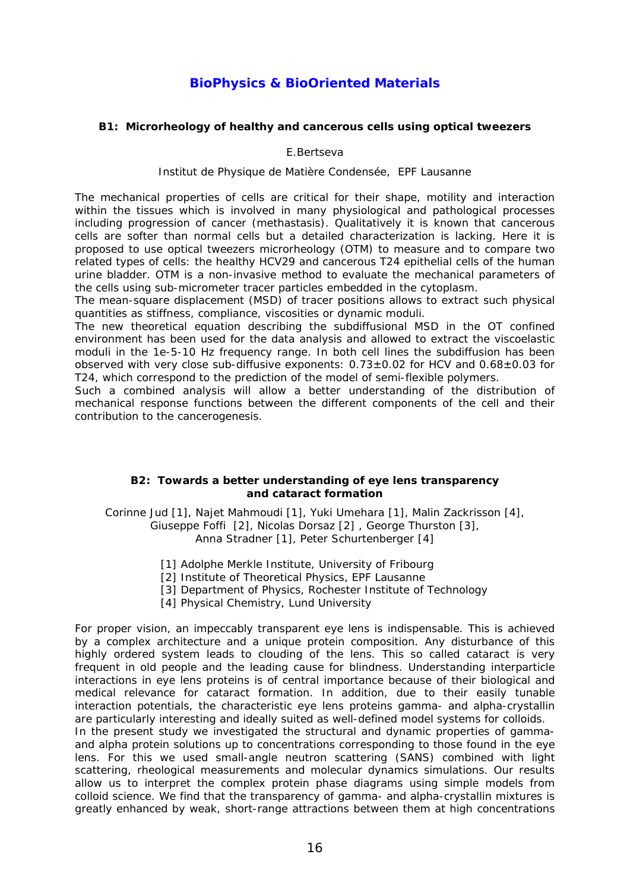# BioPhysics & BioOriented Materials

### B1: Microrheology of healthy and cancerous cells using optical tweezers

E.Bertseva

Institut de Physique de Matière Condensée, EPF Lausanne

The mechanical properties of cells are critical for their shape, motility and interaction within the tissues which is involved in many physiological and pathological processes including progression of cancer (methastasis). Qualitatively it is known that cancerous cells are softer than normal cells but a detailed characterization is lacking. Here it is proposed to use optical tweezers microrheology (OTM) to measure and to compare two related types of cells: the healthy HCV29 and cancerous T24 epithelial cells of the human urine bladder. OTM is a non-invasive method to evaluate the mechanical parameters of the cells using sub-micrometer tracer particles embedded in the cytoplasm.
The mean-square displacement (MSD) of tracer positions allows to extract such physical quantities as stiffness, compliance, viscosities or dynamic moduli.
The new theoretical equation describing the subdiffusional MSD in the OT confined environment has been used for the data analysis and allowed to extract the viscoelastic moduli in the 1e-5-10 Hz frequency range. In both cell lines the subdiffusion has been observed with very close sub-diffusive exponents: $0.73\pm0.02$ for HCV and $0.68\pm0.03$ for T24, which correspond to the prediction of the model of semi-flexible polymers.
Such a combined analysis will allow a better understanding of the distribution of mechanical response functions between the different components of the cell and their contribution to the cancerogenesis.

### B2: Towards a better understanding of eye lens transparency and cataract formation

Corinne Jud [1], Najet Mahmoudi [1], Yuki Umehara [1], Malin Zackrisson [4], Giuseppe Foffi [2], Nicolas Dorsaz [2] , George Thurston [3], Anna Stradner [1], Peter Schurtenberger [4]

[1] Adolphe Merkle Institute, University of Fribourg
[2] Institute of Theoretical Physics, EPF Lausanne
[3] Department of Physics, Rochester Institute of Technology
[4] Physical Chemistry, Lund University

For proper vision, an impeccably transparent eye lens is indispensable. This is achieved by a complex architecture and a unique protein composition. Any disturbance of this highly ordered system leads to clouding of the lens. This so called cataract is very frequent in old people and the leading cause for blindness. Understanding interparticle interactions in eye lens proteins is of central importance because of their biological and medical relevance for cataract formation. In addition, due to their easily tunable interaction potentials, the characteristic eye lens proteins gamma- and alpha-crystallin are particularly interesting and ideally suited as well-defined model systems for colloids.
In the present study we investigated the structural and dynamic properties of gamma- and alpha protein solutions up to concentrations corresponding to those found in the eye lens. For this we used small-angle neutron scattering (SANS) combined with light scattering, rheological measurements and molecular dynamics simulations. Our results allow us to interpret the complex protein phase diagrams using simple models from colloid science. We find that the transparency of gamma- and alpha-crystallin mixtures is greatly enhanced by weak, short-range attractions between them at high concentrations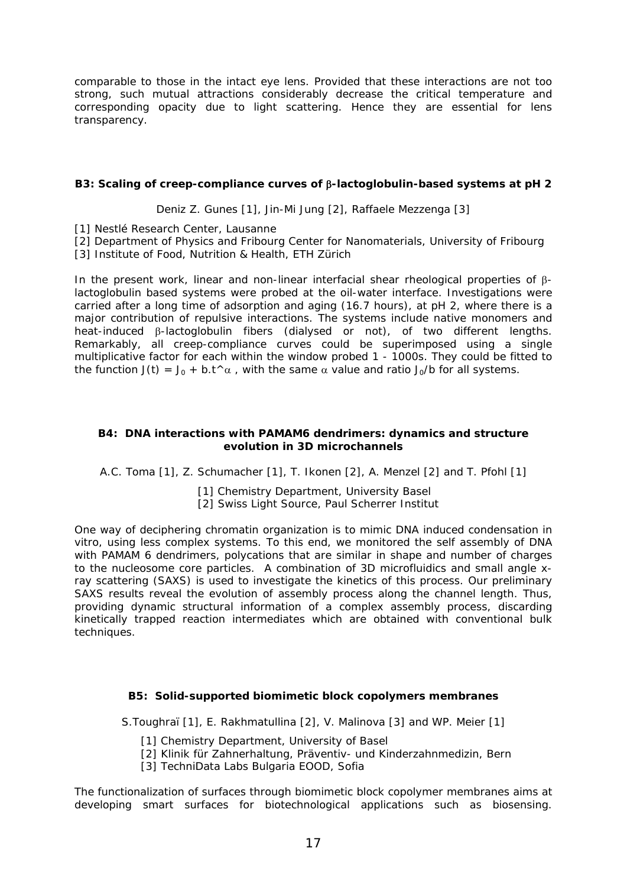comparable to those in the intact eye lens. Provided that these interactions are not too strong, such mutual attractions considerably decrease the critical temperature and corresponding opacity due to light scattering. Hence they are essential for lens transparency.

### B3: Scaling of creep-compliance curves of β-lactoglobulin-based systems at pH 2

Deniz Z. Gunes [1], Jin-Mi Jung [2], Raffaele Mezzenga [3]

[1] Nestlé Research Center, Lausanne
[2] Department of Physics and Fribourg Center for Nanomaterials, University of Fribourg
[3] Institute of Food, Nutrition & Health, ETH Zürich

In the present work, linear and non-linear interfacial shear rheological properties of β-lactoglobulin based systems were probed at the oil-water interface. Investigations were carried after a long time of adsorption and aging (16.7 hours), at pH 2, where there is a major contribution of repulsive interactions. The systems include native monomers and heat-induced β-lactoglobulin fibers (dialysed or not), of two different lengths. Remarkably, all creep-compliance curves could be superimposed using a single multiplicative factor for each within the window probed 1 - 1000s. They could be fitted to the function $J(t) = J_0 + b.t^\alpha$, with the same $\alpha$ value and ratio $J_0/b$ for all systems.

### B4: DNA interactions with PAMAM6 dendrimers: dynamics and structure evolution in 3D microchannels

A.C. Toma [1], Z. Schumacher [1], T. Ikonen [2], A. Menzel [2] and T. Pfohl [1]

[1] Chemistry Department, University Basel
[2] Swiss Light Source, Paul Scherrer Institut

One way of deciphering chromatin organization is to mimic DNA induced condensation in vitro, using less complex systems. To this end, we monitored the self assembly of DNA with PAMAM 6 dendrimers, polycations that are similar in shape and number of charges to the nucleosome core particles. A combination of 3D microfluidics and small angle x-ray scattering (SAXS) is used to investigate the kinetics of this process. Our preliminary SAXS results reveal the evolution of assembly process along the channel length. Thus, providing dynamic structural information of a complex assembly process, discarding kinetically trapped reaction intermediates which are obtained with conventional bulk techniques.

### B5: Solid-supported biomimetic block copolymers membranes

S.Toughraï [1], E. Rakhmatullina [2], V. Malinova [3] and WP. Meier [1]

[1] Chemistry Department, University of Basel
[2] Klinik für Zahnerhaltung, Präventiv- und Kinderzahnmedizin, Bern
[3] TechniData Labs Bulgaria EOOD, Sofia

The functionalization of surfaces through biomimetic block copolymer membranes aims at developing smart surfaces for biotechnological applications such as biosensing.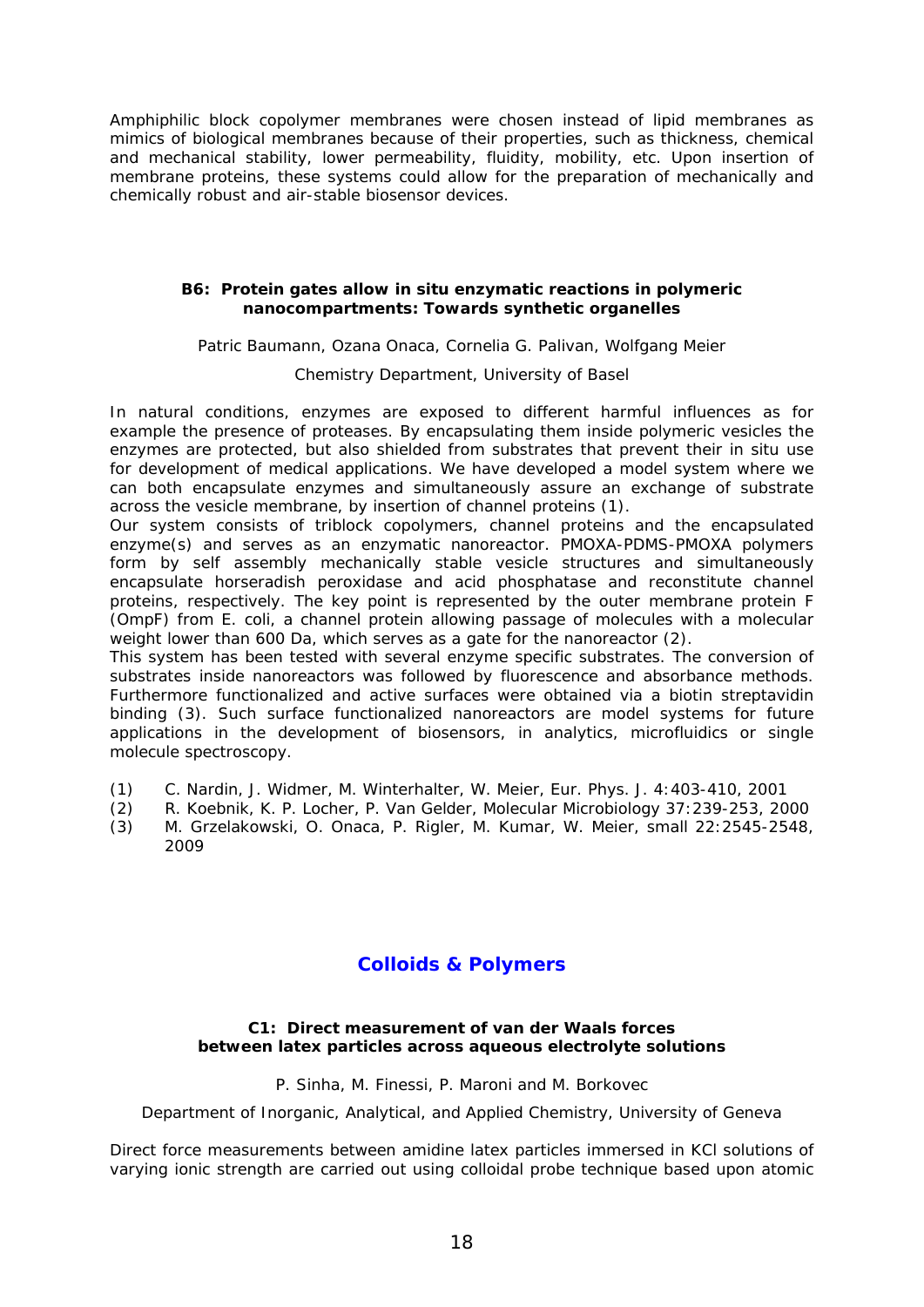Amphiphilic block copolymer membranes were chosen instead of lipid membranes as mimics of biological membranes because of their properties, such as thickness, chemical and mechanical stability, lower permeability, fluidity, mobility, etc. Upon insertion of membrane proteins, these systems could allow for the preparation of mechanically and chemically robust and air-stable biosensor devices.

### B6: Protein gates allow in situ enzymatic reactions in polymeric nanocompartments: Towards synthetic organelles

Patric Baumann, Ozana Onaca, Cornelia G. Palivan, Wolfgang Meier

Chemistry Department, University of Basel

In natural conditions, enzymes are exposed to different harmful influences as for example the presence of proteases. By encapsulating them inside polymeric vesicles the enzymes are protected, but also shielded from substrates that prevent their in situ use for development of medical applications. We have developed a model system where we can both encapsulate enzymes and simultaneously assure an exchange of substrate across the vesicle membrane, by insertion of channel proteins (1).

Our system consists of triblock copolymers, channel proteins and the encapsulated enzyme(s) and serves as an enzymatic nanoreactor. PMOXA-PDMS-PMOXA polymers form by self assembly mechanically stable vesicle structures and simultaneously encapsulate horseradish peroxidase and acid phosphatase and reconstitute channel proteins, respectively. The key point is represented by the outer membrane protein F (OmpF) from E. coli, a channel protein allowing passage of molecules with a molecular weight lower than 600 Da, which serves as a gate for the nanoreactor (2).

This system has been tested with several enzyme specific substrates. The conversion of substrates inside nanoreactors was followed by fluorescence and absorbance methods. Furthermore functionalized and active surfaces were obtained via a biotin streptavidin binding (3). Such surface functionalized nanoreactors are model systems for future applications in the development of biosensors, in analytics, microfluidics or single molecule spectroscopy.

(1) C. Nardin, J. Widmer, M. Winterhalter, W. Meier, Eur. Phys. J. 4:403-410, 2001
(2) R. Koebnik, K. P. Locher, P. Van Gelder, Molecular Microbiology 37:239-253, 2000
(3) M. Grzelakowski, O. Onaca, P. Rigler, M. Kumar, W. Meier, small 22:2545-2548, 2009

## Colloids & Polymers

### C1: Direct measurement of van der Waals forces between latex particles across aqueous electrolyte solutions

P. Sinha, M. Finessi, P. Maroni and M. Borkovec

Department of Inorganic, Analytical, and Applied Chemistry, University of Geneva

Direct force measurements between amidine latex particles immersed in KCl solutions of varying ionic strength are carried out using colloidal probe technique based upon atomic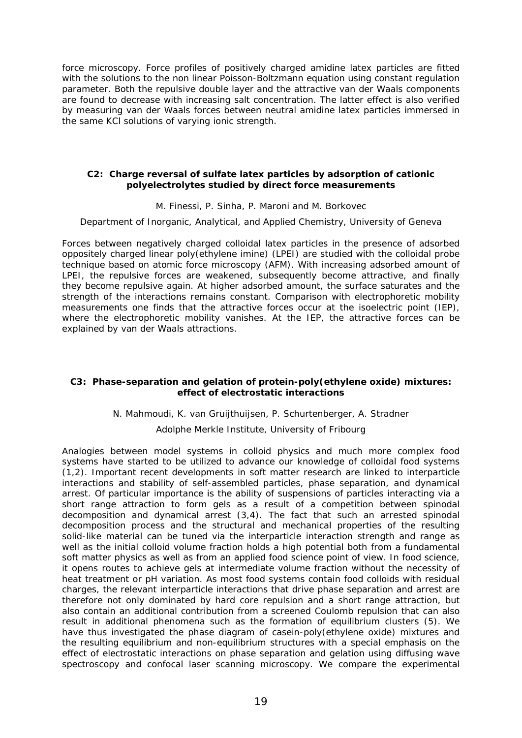force microscopy. Force profiles of positively charged amidine latex particles are fitted with the solutions to the non linear Poisson-Boltzmann equation using constant regulation parameter. Both the repulsive double layer and the attractive van der Waals components are found to decrease with increasing salt concentration. The latter effect is also verified by measuring van der Waals forces between neutral amidine latex particles immersed in the same KCl solutions of varying ionic strength.

### C2: Charge reversal of sulfate latex particles by adsorption of cationic polyelectrolytes studied by direct force measurements

M. Finessi, P. Sinha, P. Maroni and M. Borkovec

Department of Inorganic, Analytical, and Applied Chemistry, University of Geneva

Forces between negatively charged colloidal latex particles in the presence of adsorbed oppositely charged linear poly(ethylene imine) (LPEI) are studied with the colloidal probe technique based on atomic force microscopy (AFM). With increasing adsorbed amount of LPEI, the repulsive forces are weakened, subsequently become attractive, and finally they become repulsive again. At higher adsorbed amount, the surface saturates and the strength of the interactions remains constant. Comparison with electrophoretic mobility measurements one finds that the attractive forces occur at the isoelectric point (IEP), where the electrophoretic mobility vanishes. At the IEP, the attractive forces can be explained by van der Waals attractions.

### C3: Phase-separation and gelation of protein-poly(ethylene oxide) mixtures: effect of electrostatic interactions

N. Mahmoudi, K. van Gruijthuijsen, P. Schurtenberger, A. Stradner

Adolphe Merkle Institute, University of Fribourg

Analogies between model systems in colloid physics and much more complex food systems have started to be utilized to advance our knowledge of colloidal food systems (1,2). Important recent developments in soft matter research are linked to interparticle interactions and stability of self-assembled particles, phase separation, and dynamical arrest. Of particular importance is the ability of suspensions of particles interacting via a short range attraction to form gels as a result of a competition between spinodal decomposition and dynamical arrest (3,4). The fact that such an arrested spinodal decomposition process and the structural and mechanical properties of the resulting solid-like material can be tuned via the interparticle interaction strength and range as well as the initial colloid volume fraction holds a high potential both from a fundamental soft matter physics as well as from an applied food science point of view. In food science, it opens routes to achieve gels at intermediate volume fraction without the necessity of heat treatment or pH variation. As most food systems contain food colloids with residual charges, the relevant interparticle interactions that drive phase separation and arrest are therefore not only dominated by hard core repulsion and a short range attraction, but also contain an additional contribution from a screened Coulomb repulsion that can also result in additional phenomena such as the formation of equilibrium clusters (5). We have thus investigated the phase diagram of casein-poly(ethylene oxide) mixtures and the resulting equilibrium and non-equilibrium structures with a special emphasis on the effect of electrostatic interactions on phase separation and gelation using diffusing wave spectroscopy and confocal laser scanning microscopy. We compare the experimental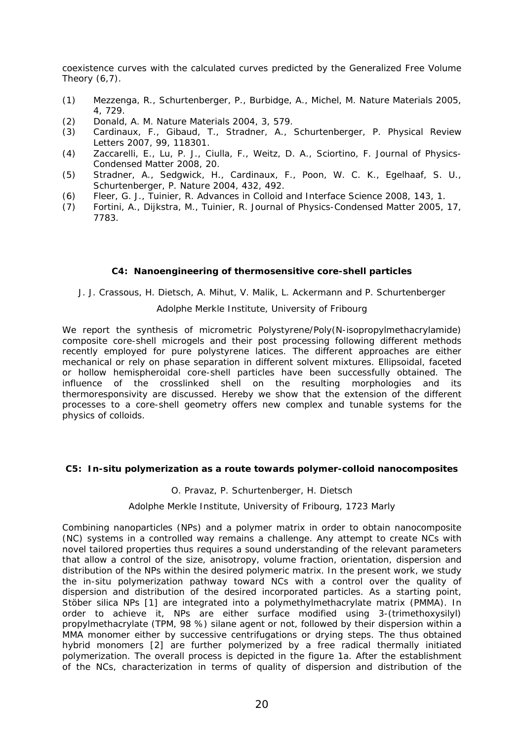coexistence curves with the calculated curves predicted by the Generalized Free Volume Theory (6,7).

(1) Mezzenga, R., Schurtenberger, P., Burbidge, A., Michel, M. Nature Materials 2005, 4, 729.
(2) Donald, A. M. Nature Materials 2004, 3, 579.
(3) Cardinaux, F., Gibaud, T., Stradner, A., Schurtenberger, P. Physical Review Letters 2007, 99, 118301.
(4) Zaccarelli, E., Lu, P. J., Ciulla, F., Weitz, D. A., Sciortino, F. Journal of Physics-Condensed Matter 2008, 20.
(5) Stradner, A., Sedgwick, H., Cardinaux, F., Poon, W. C. K., Egelhaaf, S. U., Schurtenberger, P. Nature 2004, 432, 492.
(6) Fleer, G. J., Tuinier, R. Advances in Colloid and Interface Science 2008, 143, 1.
(7) Fortini, A., Dijkstra, M., Tuinier, R. Journal of Physics-Condensed Matter 2005, 17, 7783.

## C4: Nanoengineering of thermosensitive core-shell particles

J. J. Crassous, H. Dietsch, A. Mihut, V. Malik, L. Ackermann and P. Schurtenberger

Adolphe Merkle Institute, University of Fribourg

We report the synthesis of micrometric Polystyrene/Poly(N-isopropylmethacrylamide) composite core-shell microgels and their post processing following different methods recently employed for pure polystyrene latices. The different approaches are either mechanical or rely on phase separation in different solvent mixtures. Ellipsoidal, faceted or hollow hemispheroidal core-shell particles have been successfully obtained. The influence of the crosslinked shell on the resulting morphologies and its thermoresponsivity are discussed. Hereby we show that the extension of the different processes to a core-shell geometry offers new complex and tunable systems for the physics of colloids.

## C5: In-situ polymerization as a route towards polymer-colloid nanocomposites

O. Pravaz, P. Schurtenberger, H. Dietsch

Adolphe Merkle Institute, University of Fribourg, 1723 Marly

Combining nanoparticles (NPs) and a polymer matrix in order to obtain nanocomposite (NC) systems in a controlled way remains a challenge. Any attempt to create NCs with novel tailored properties thus requires a sound understanding of the relevant parameters that allow a control of the size, anisotropy, volume fraction, orientation, dispersion and distribution of the NPs within the desired polymeric matrix. In the present work, we study the in-situ polymerization pathway toward NCs with a control over the quality of dispersion and distribution of the desired incorporated particles. As a starting point, Stöber silica NPs [1] are integrated into a polymethylmethacrylate matrix (PMMA). In order to achieve it, NPs are either surface modified using 3-(trimethoxysilyl) propylmethacrylate (TPM, 98 %) silane agent or not, followed by their dispersion within a MMA monomer either by successive centrifugations or drying steps. The thus obtained hybrid monomers [2] are further polymerized by a free radical thermally initiated polymerization. The overall process is depicted in the figure 1a. After the establishment of the NCs, characterization in terms of quality of dispersion and distribution of the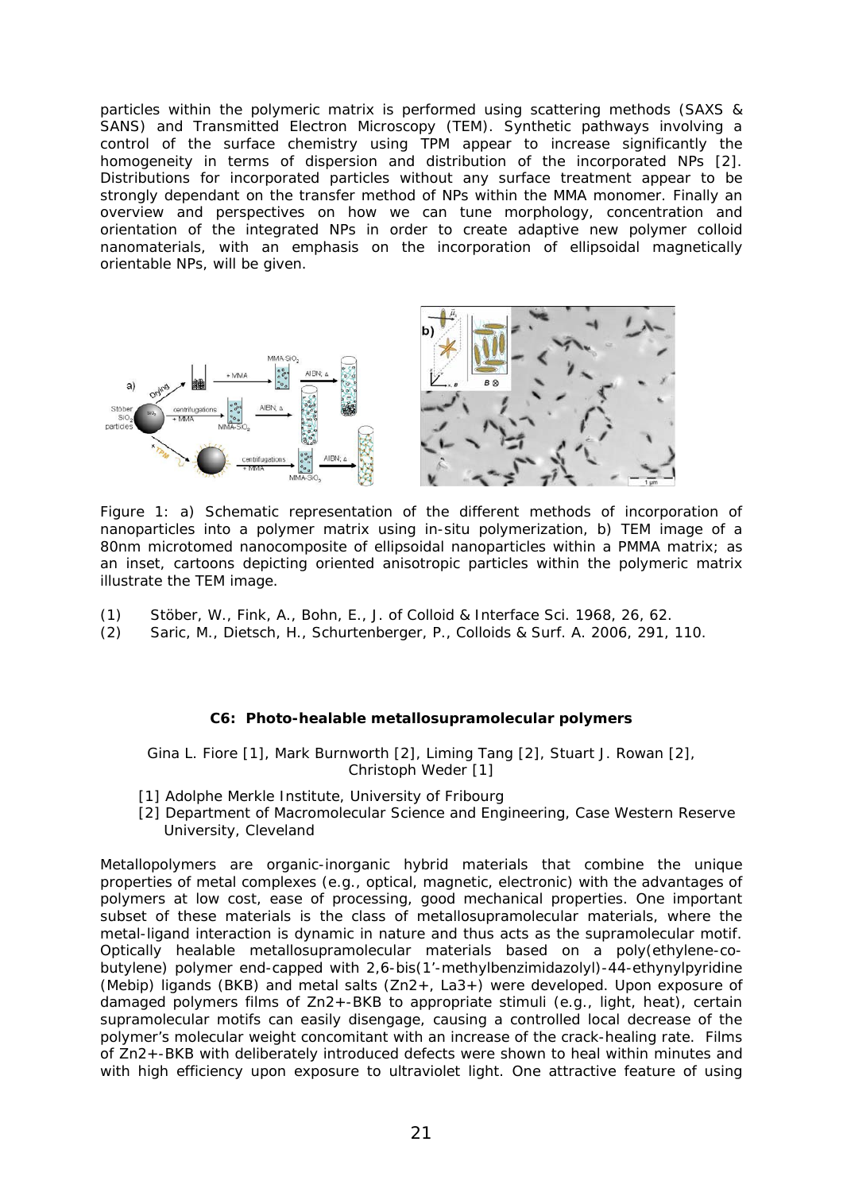particles within the polymeric matrix is performed using scattering methods (SAXS & SANS) and Transmitted Electron Microscopy (TEM). Synthetic pathways involving a control of the surface chemistry using TPM appear to increase significantly the homogeneity in terms of dispersion and distribution of the incorporated NPs [2]. Distributions for incorporated particles without any surface treatment appear to be strongly dependant on the transfer method of NPs within the MMA monomer. Finally an overview and perspectives on how we can tune morphology, concentration and orientation of the integrated NPs in order to create adaptive new polymer colloid nanomaterials, with an emphasis on the incorporation of ellipsoidal magnetically orientable NPs, will be given.

Figure 1: a) Schematic representation of the different methods of incorporation of nanoparticles into a polymer matrix using in-situ polymerization, b) TEM image of a 80nm microtomed nanocomposite of ellipsoidal nanoparticles within a PMMA matrix; as an inset, cartoons depicting oriented anisotropic particles within the polymeric matrix illustrate the TEM image.

(1) Stöber, W., Fink, A., Bohn, E., J. of Colloid & Interface Sci. 1968, 26, 62.
(2) Saric, M., Dietsch, H., Schurtenberger, P., Colloids & Surf. A. 2006, 291, 110.

### C6: Photo-healable metallosupramolecular polymers

Gina L. Fiore [1], Mark Burnworth [2], Liming Tang [2], Stuart J. Rowan [2], Christoph Weder [1]

[1] Adolphe Merkle Institute, University of Fribourg
[2] Department of Macromolecular Science and Engineering, Case Western Reserve University, Cleveland

Metallopolymers are organic-inorganic hybrid materials that combine the unique properties of metal complexes (e.g., optical, magnetic, electronic) with the advantages of polymers at low cost, ease of processing, good mechanical properties. One important subset of these materials is the class of metallosupramolecular materials, where the metal-ligand interaction is dynamic in nature and thus acts as the supramolecular motif. Optically healable metallosupramolecular materials based on a poly(ethylene-co-butylene) polymer end-capped with 2,6-bis(1'-methylbenzimidazolyl)-44-ethynylpyridine (Mebip) ligands (BKB) and metal salts ($Zn^{2+}$, $La^{3+}$) were developed. Upon exposure of damaged polymers films of $Zn^{2+}$-BKB to appropriate stimuli (e.g., light, heat), certain supramolecular motifs can easily disengage, causing a controlled local decrease of the polymer's molecular weight concomitant with an increase of the crack-healing rate. Films of $Zn^{2+}$-BKB with deliberately introduced defects were shown to heal within minutes and with high efficiency upon exposure to ultraviolet light. One attractive feature of using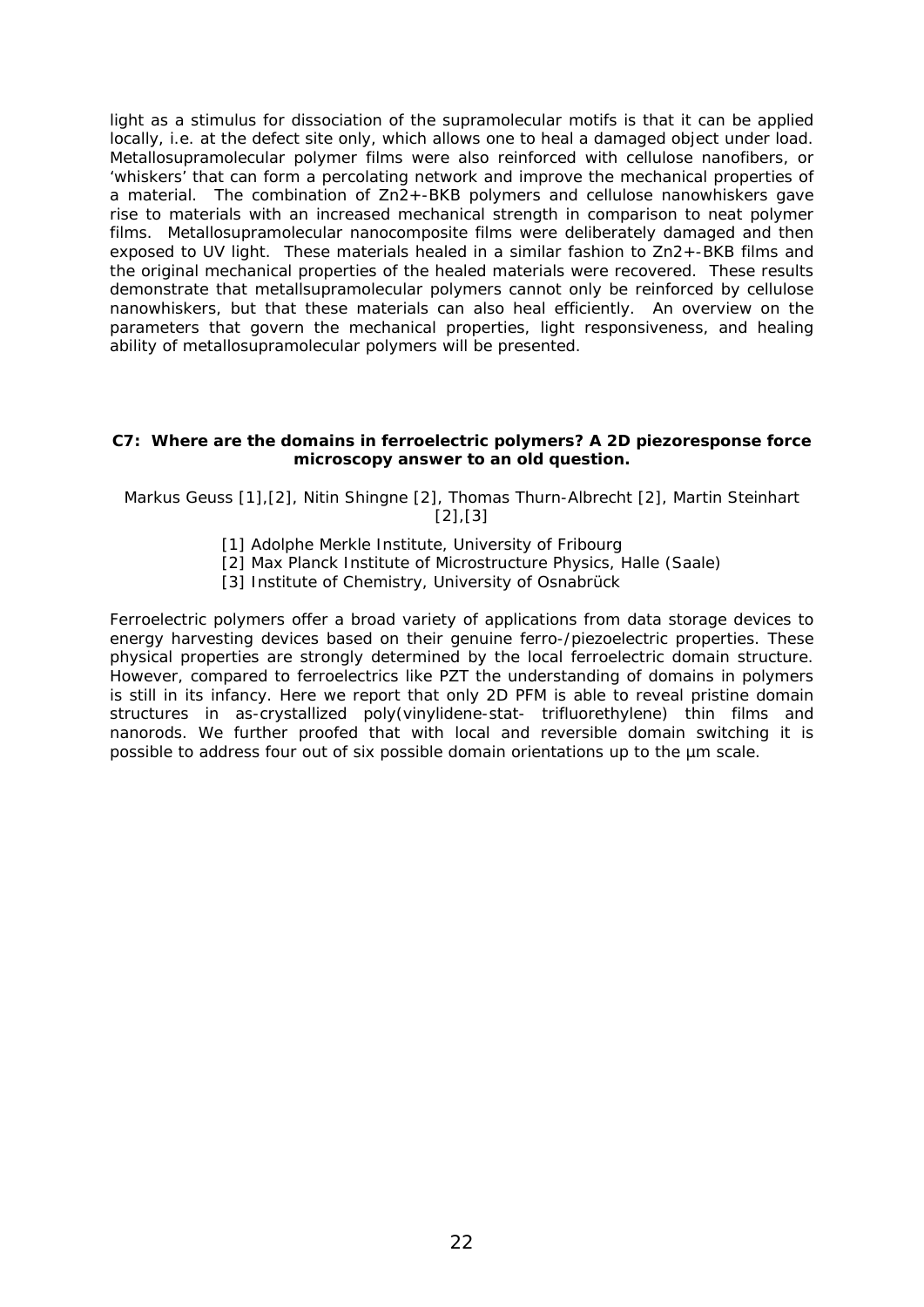light as a stimulus for dissociation of the supramolecular motifs is that it can be applied locally, i.e. at the defect site only, which allows one to heal a damaged object under load. Metallosupramolecular polymer films were also reinforced with cellulose nanofibers, or 'whiskers' that can form a percolating network and improve the mechanical properties of a material. The combination of $Zn^{2+}$-BKB polymers and cellulose nanowhiskers gave rise to materials with an increased mechanical strength in comparison to neat polymer films. Metallosupramolecular nanocomposite films were deliberately damaged and then exposed to UV light. These materials healed in a similar fashion to $Zn^{2+}$-BKB films and the original mechanical properties of the healed materials were recovered. These results demonstrate that metallsupramolecular polymers cannot only be reinforced by cellulose nanowhiskers, but that these materials can also heal efficiently. An overview on the parameters that govern the mechanical properties, light responsiveness, and healing ability of metallosupramolecular polymers will be presented.

### C7: Where are the domains in ferroelectric polymers? A 2D piezoresponse force microscopy answer to an old question.

Markus Geuss [1],[2], Nitin Shingne [2], Thomas Thurn-Albrecht [2], Martin Steinhart [2],[3]

[1] Adolphe Merkle Institute, University of Fribourg
[2] Max Planck Institute of Microstructure Physics, Halle (Saale)
[3] Institute of Chemistry, University of Osnabrück

Ferroelectric polymers offer a broad variety of applications from data storage devices to energy harvesting devices based on their genuine ferro-/piezoelectric properties. These physical properties are strongly determined by the local ferroelectric domain structure. However, compared to ferroelectrics like PZT the understanding of domains in polymers is still in its infancy. Here we report that only 2D PFM is able to reveal pristine domain structures in as-crystallized poly(vinylidene-stat- trifluorethylene) thin films and nanorods. We further proofed that with local and reversible domain switching it is possible to address four out of six possible domain orientations up to the µm scale.